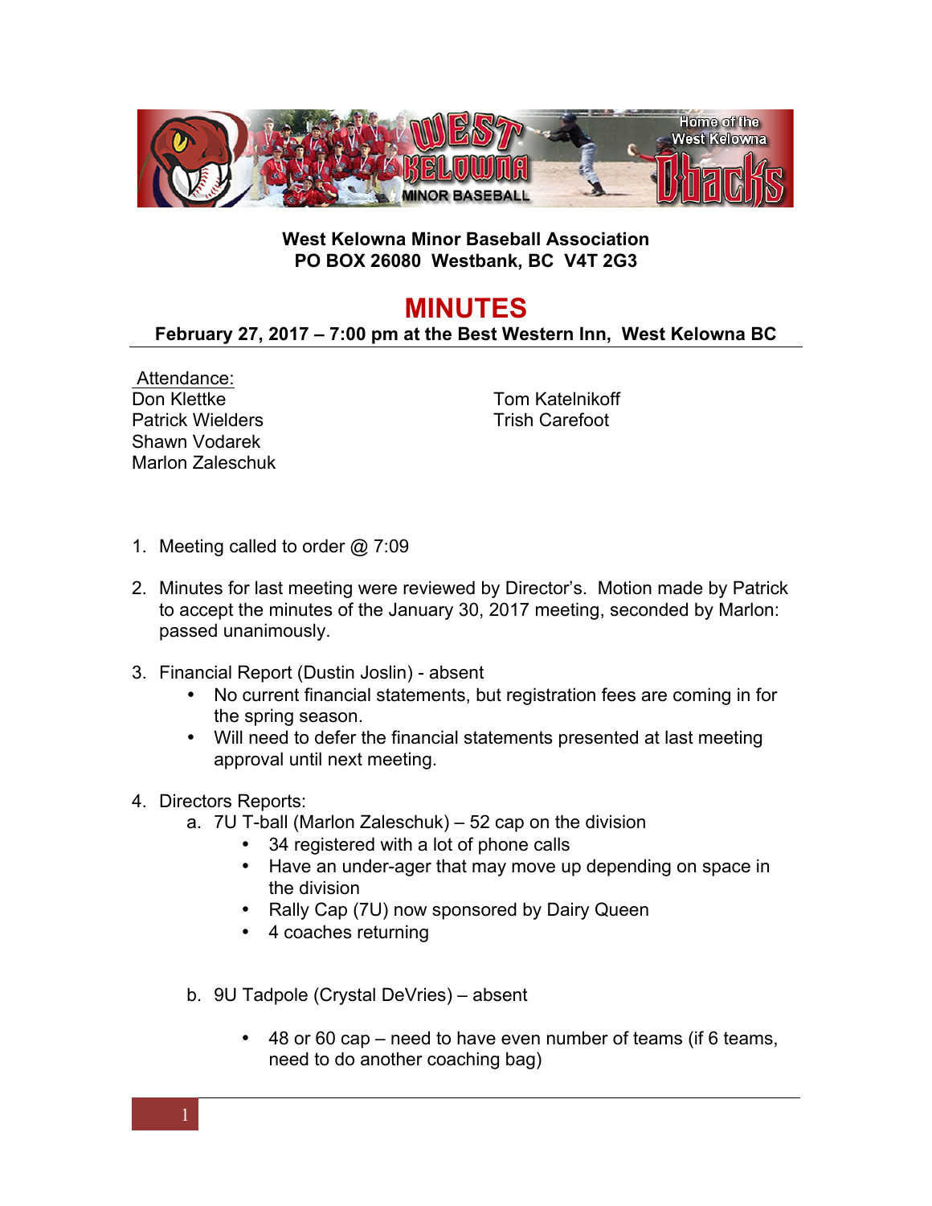**West Kelowna Minor Baseball Association**
**PO BOX 26080 Westbank, BC V4T 2G3**

# MINUTES

**February 27, 2017 – 7:00 pm at the Best Western Inn, West Kelowna BC**

Attendance:

Don Klettke
Patrick Wielders
Shawn Vodarek
Marlon Zaleschuk
Tom Katelnikoff
Trish Carefoot

1. Meeting called to order @ 7:09

2. Minutes for last meeting were reviewed by Director's. Motion made by Patrick to accept the minutes of the January 30, 2017 meeting, seconded by Marlon: passed unanimously.

3. Financial Report (Dustin Joslin) - absent
   - No current financial statements, but registration fees are coming in for the spring season.
   - Will need to defer the financial statements presented at last meeting approval until next meeting.

4. Directors Reports:
   a. 7U T-ball (Marlon Zaleschuk) – 52 cap on the division
      - 34 registered with a lot of phone calls
      - Have an under-ager that may move up depending on space in the division
      - Rally Cap (7U) now sponsored by Dairy Queen
      - 4 coaches returning

   b. 9U Tadpole (Crystal DeVries) – absent
      - 48 or 60 cap – need to have even number of teams (if 6 teams, need to do another coaching bag)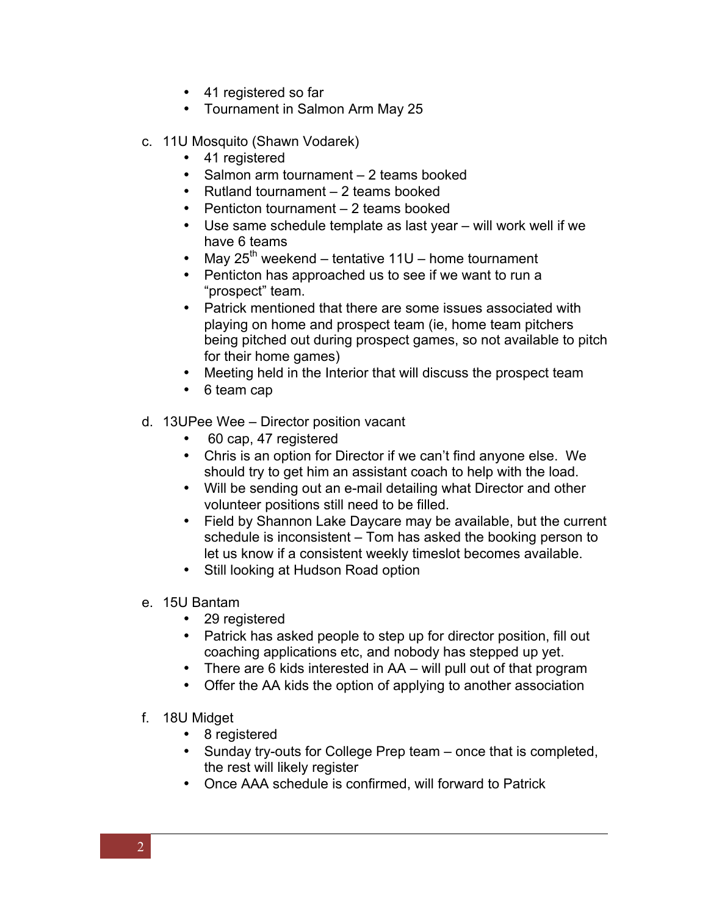- 41 registered so far
- Tournament in Salmon Arm May 25

c. 11U Mosquito (Shawn Vodarek)
   - 41 registered
   - Salmon arm tournament – 2 teams booked
   - Rutland tournament – 2 teams booked
   - Penticton tournament – 2 teams booked
   - Use same schedule template as last year – will work well if we have 6 teams
   - May 25th weekend – tentative 11U – home tournament
   - Penticton has approached us to see if we want to run a "prospect" team.
   - Patrick mentioned that there are some issues associated with playing on home and prospect team (ie, home team pitchers being pitched out during prospect games, so not available to pitch for their home games)
   - Meeting held in the Interior that will discuss the prospect team
   - 6 team cap

d. 13UPee Wee – Director position vacant
   - 60 cap, 47 registered
   - Chris is an option for Director if we can't find anyone else. We should try to get him an assistant coach to help with the load.
   - Will be sending out an e-mail detailing what Director and other volunteer positions still need to be filled.
   - Field by Shannon Lake Daycare may be available, but the current schedule is inconsistent – Tom has asked the booking person to let us know if a consistent weekly timeslot becomes available.
   - Still looking at Hudson Road option

e. 15U Bantam
   - 29 registered
   - Patrick has asked people to step up for director position, fill out coaching applications etc, and nobody has stepped up yet.
   - There are 6 kids interested in AA – will pull out of that program
   - Offer the AA kids the option of applying to another association

f. 18U Midget
   - 8 registered
   - Sunday try-outs for College Prep team – once that is completed, the rest will likely register
   - Once AAA schedule is confirmed, will forward to Patrick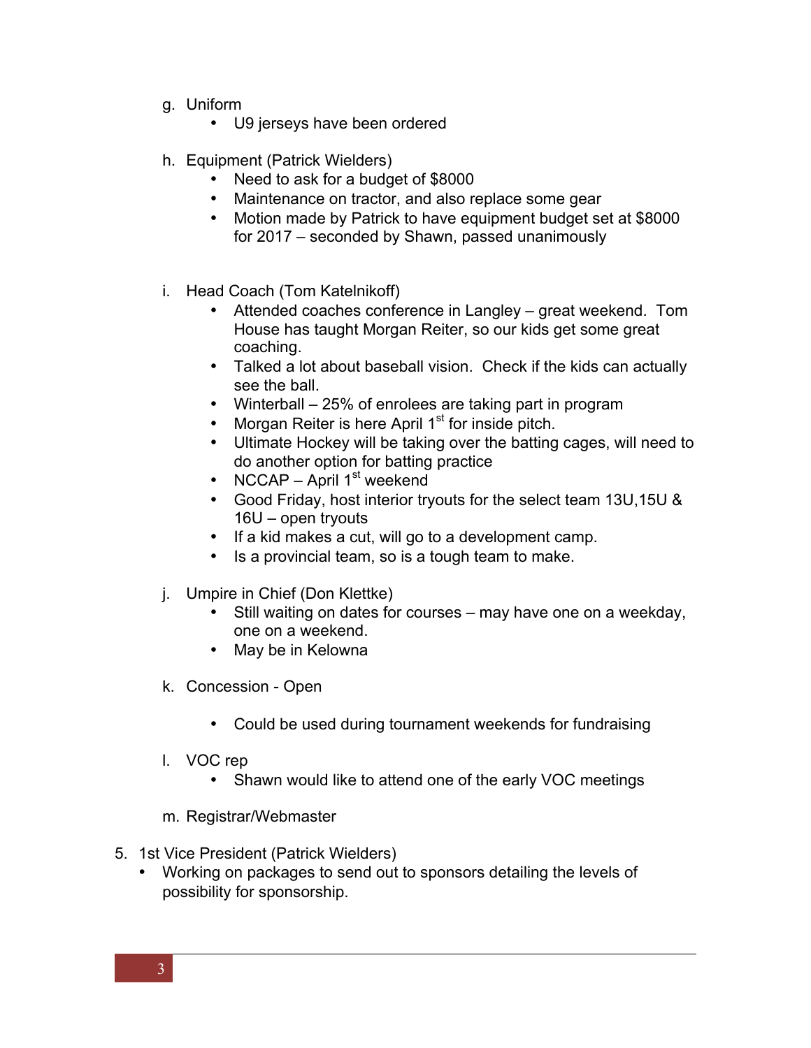g. Uniform
    - U9 jerseys have been ordered

h. Equipment (Patrick Wielders)
    - Need to ask for a budget of $8000
    - Maintenance on tractor, and also replace some gear
    - Motion made by Patrick to have equipment budget set at $8000 for 2017 – seconded by Shawn, passed unanimously

i. Head Coach (Tom Katelnikoff)
    - Attended coaches conference in Langley – great weekend. Tom House has taught Morgan Reiter, so our kids get some great coaching.
    - Talked a lot about baseball vision. Check if the kids can actually see the ball.
    - Winterball – 25% of enrolees are taking part in program
    - Morgan Reiter is here April 1st for inside pitch.
    - Ultimate Hockey will be taking over the batting cages, will need to do another option for batting practice
    - NCCAP – April 1st weekend
    - Good Friday, host interior tryouts for the select team 13U,15U & 16U – open tryouts
    - If a kid makes a cut, will go to a development camp.
    - Is a provincial team, so is a tough team to make.

j. Umpire in Chief (Don Klettke)
    - Still waiting on dates for courses – may have one on a weekday, one on a weekend.
    - May be in Kelowna

k. Concession - Open
    - Could be used during tournament weekends for fundraising

l. VOC rep
    - Shawn would like to attend one of the early VOC meetings

m. Registrar/Webmaster

5. 1st Vice President (Patrick Wielders)
    - Working on packages to send out to sponsors detailing the levels of possibility for sponsorship.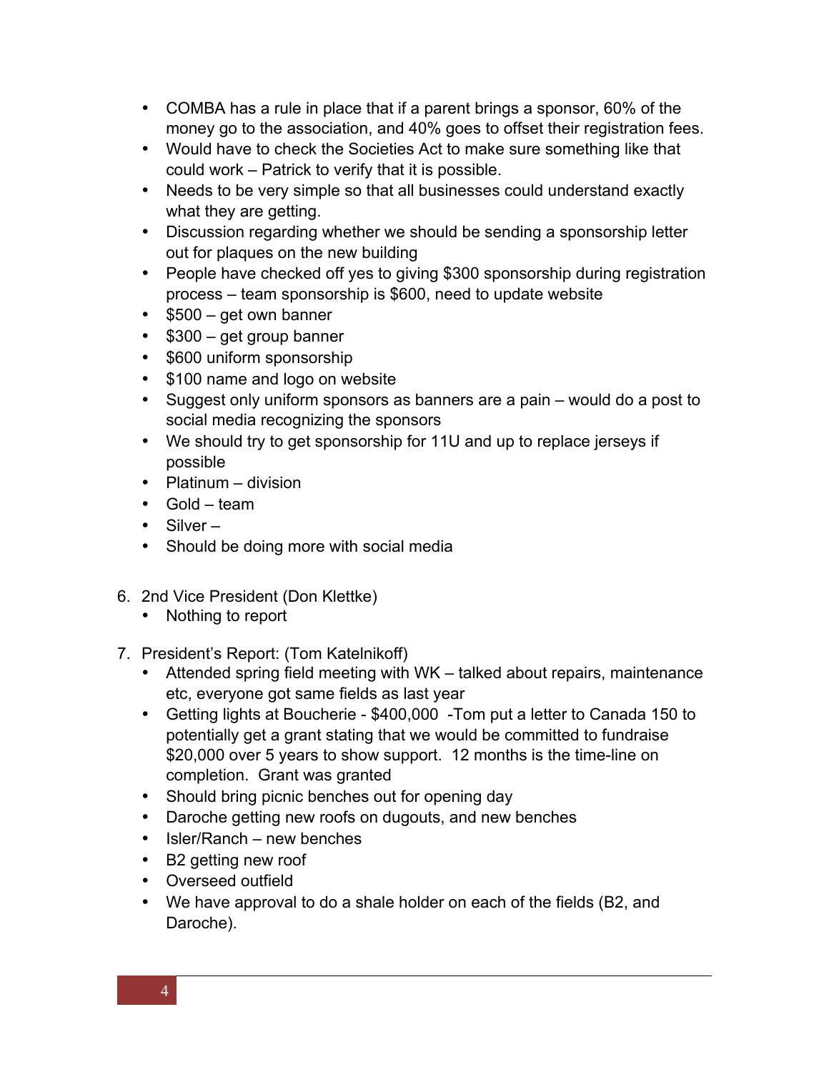- COMBA has a rule in place that if a parent brings a sponsor, 60% of the money go to the association, and 40% goes to offset their registration fees.
- Would have to check the Societies Act to make sure something like that could work – Patrick to verify that it is possible.
- Needs to be very simple so that all businesses could understand exactly what they are getting.
- Discussion regarding whether we should be sending a sponsorship letter out for plaques on the new building
- People have checked off yes to giving $300 sponsorship during registration process – team sponsorship is $600, need to update website
- $500 – get own banner
- $300 – get group banner
- $600 uniform sponsorship
- $100 name and logo on website
- Suggest only uniform sponsors as banners are a pain – would do a post to social media recognizing the sponsors
- We should try to get sponsorship for 11U and up to replace jerseys if possible
- Platinum – division
- Gold – team
- Silver –
- Should be doing more with social media

6. 2nd Vice President (Don Klettke)
   - Nothing to report

7. President's Report: (Tom Katelnikoff)
   - Attended spring field meeting with WK – talked about repairs, maintenance etc, everyone got same fields as last year
   - Getting lights at Boucherie - $400,000 -Tom put a letter to Canada 150 to potentially get a grant stating that we would be committed to fundraise $20,000 over 5 years to show support. 12 months is the time-line on completion. Grant was granted
   - Should bring picnic benches out for opening day
   - Daroche getting new roofs on dugouts, and new benches
   - Isler/Ranch – new benches
   - B2 getting new roof
   - Overseed outfield
   - We have approval to do a shale holder on each of the fields (B2, and Daroche).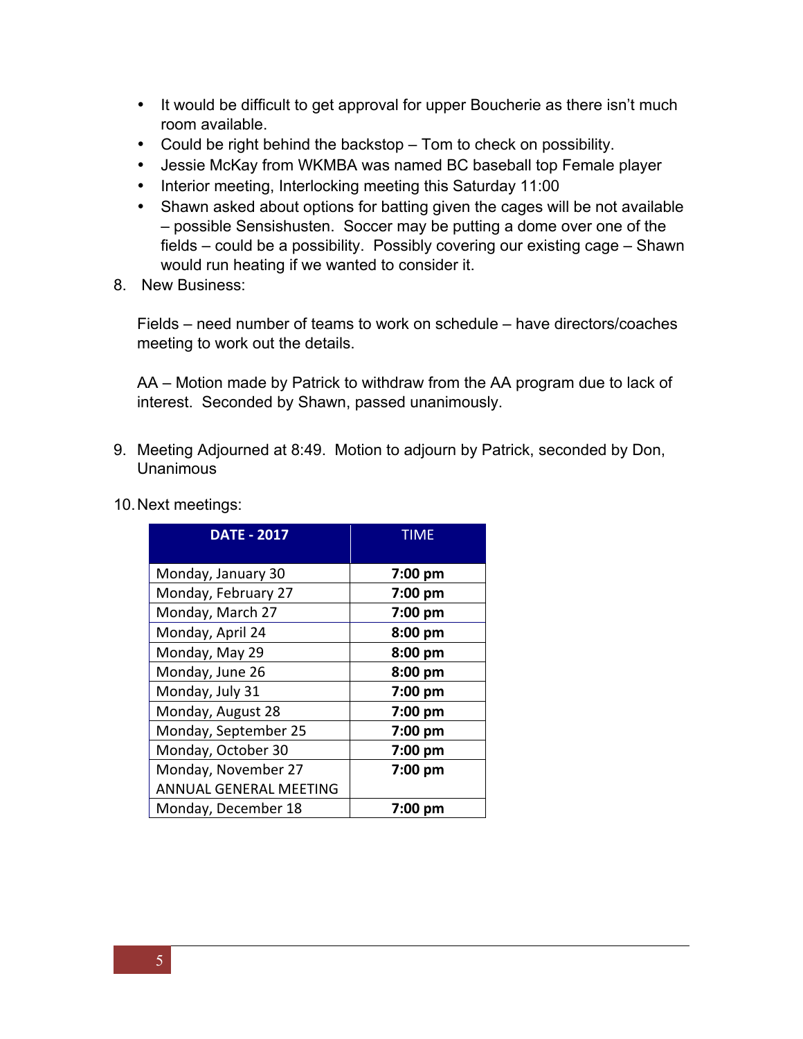- It would be difficult to get approval for upper Boucherie as there isn't much room available.
- Could be right behind the backstop – Tom to check on possibility.
- Jessie McKay from WKMBA was named BC baseball top Female player
- Interior meeting, Interlocking meeting this Saturday 11:00
- Shawn asked about options for batting given the cages will be not available – possible Sensishusten. Soccer may be putting a dome over one of the fields – could be a possibility. Possibly covering our existing cage – Shawn would run heating if we wanted to consider it.

8. New Business:

   Fields – need number of teams to work on schedule – have directors/coaches meeting to work out the details.

   AA – Motion made by Patrick to withdraw from the AA program due to lack of interest. Seconded by Shawn, passed unanimously.

9. Meeting Adjourned at 8:49. Motion to adjourn by Patrick, seconded by Don, Unanimous

10. Next meetings:

| DATE - 2017 | TIME |
|---|---|
| Monday, January 30 | **7:00 pm** |
| Monday, February 27 | **7:00 pm** |
| Monday, March 27 | **7:00 pm** |
| Monday, April 24 | **8:00 pm** |
| Monday, May 29 | **8:00 pm** |
| Monday, June 26 | **8:00 pm** |
| Monday, July 31 | **7:00 pm** |
| Monday, August 28 | **7:00 pm** |
| Monday, September 25 | **7:00 pm** |
| Monday, October 30 | **7:00 pm** |
| Monday, November 27 ANNUAL GENERAL MEETING | **7:00 pm** |
| Monday, December 18 | **7:00 pm** |